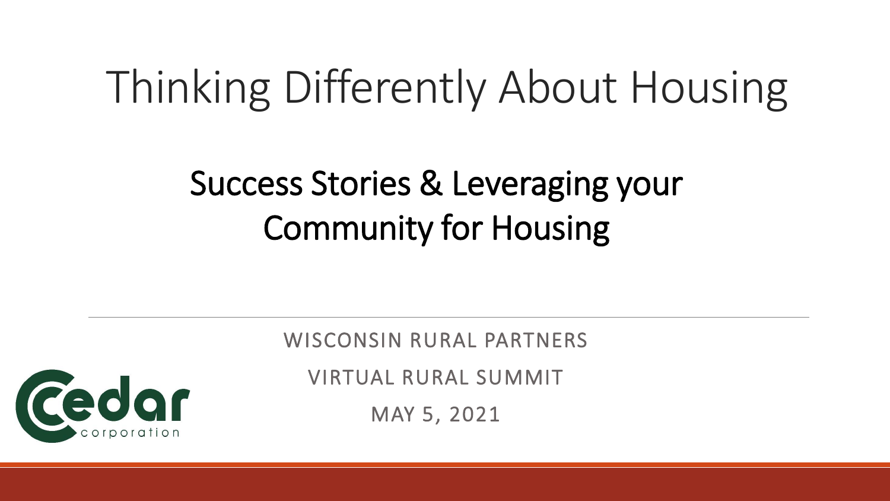# Thinking Differently About Housing

## Success Stories & Leveraging your Community for Housing

WISCONSIN RURAL PARTNERS

VIRTUAL RURAL SUMMIT

MAY 5, 2021

Cedar corporation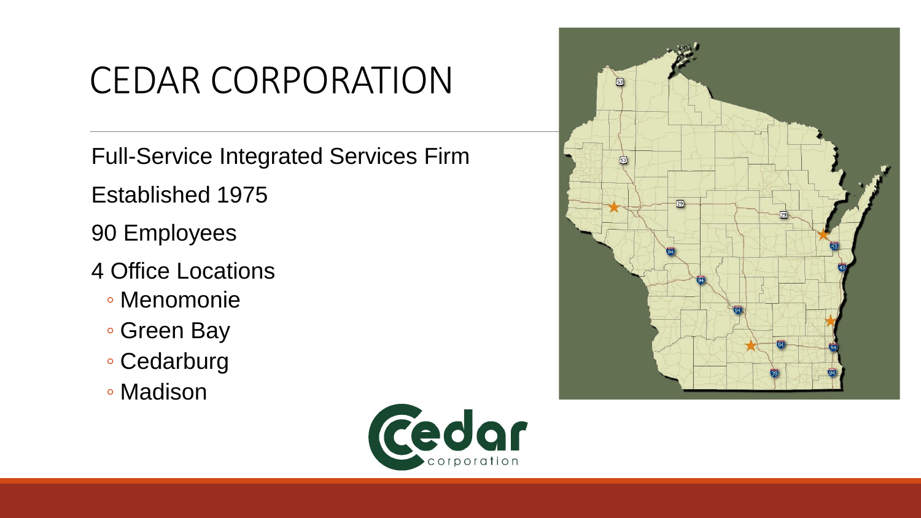# CEDAR CORPORATION

Full-Service Integrated Services Firm

Established 1975

90 Employees

4 Office Locations

- Menomonie
- Green Bay
- Cedarburg
- Madison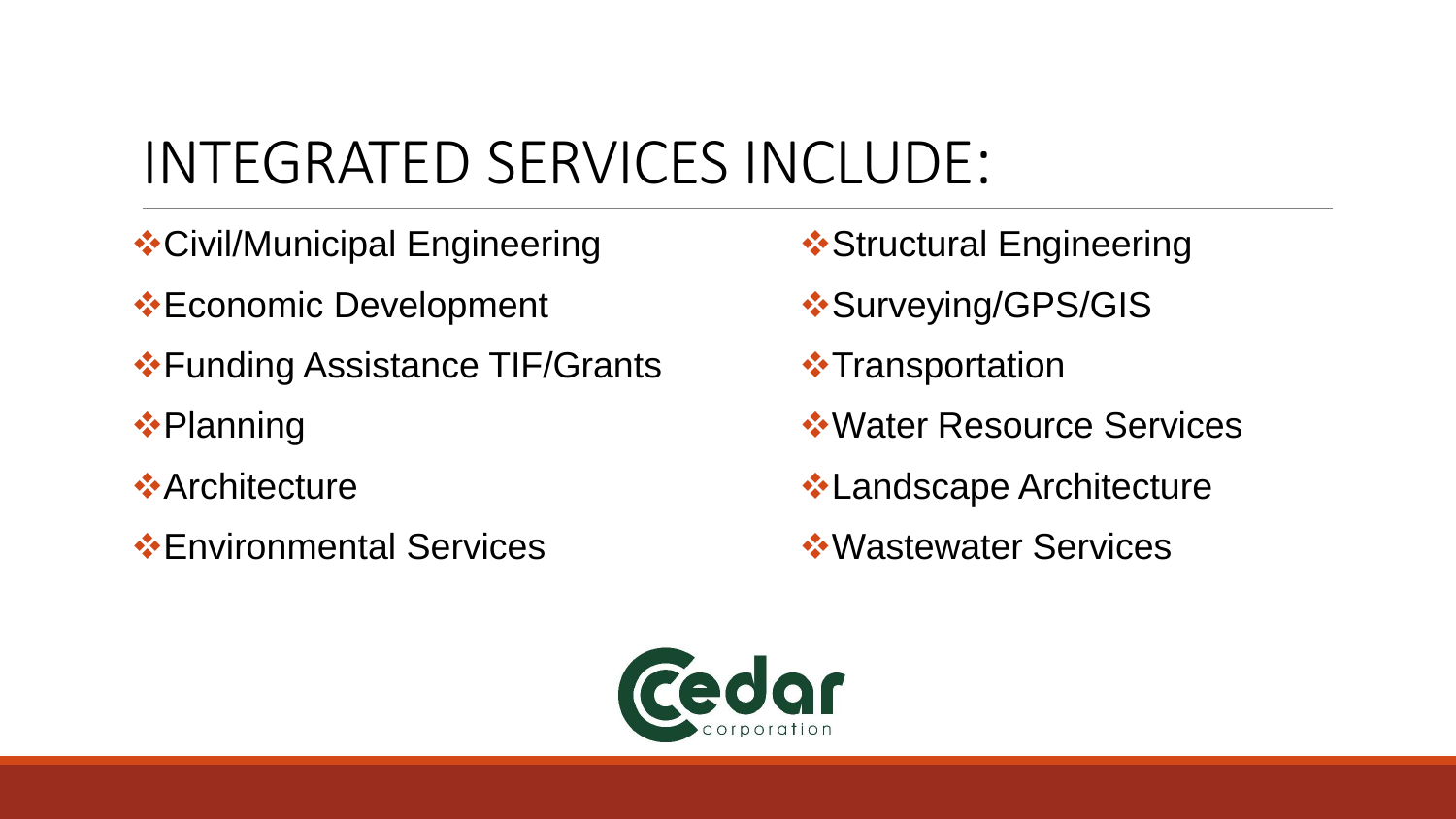# INTEGRATED SERVICES INCLUDE:

- Civil/Municipal Engineering
- Economic Development
- Funding Assistance TIF/Grants
- Planning
- Architecture
- Environmental Services
- Structural Engineering
- Surveying/GPS/GIS
- Transportation
- Water Resource Services
- Landscape Architecture
- Wastewater Services

Cedar corporation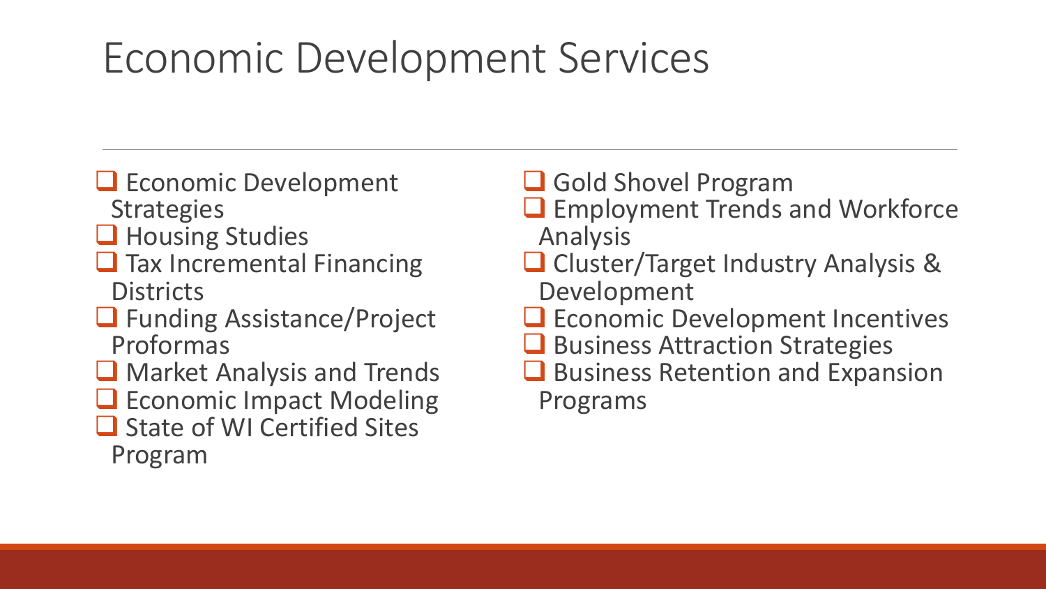# Economic Development Services

- Economic Development Strategies
- Housing Studies
- Tax Incremental Financing Districts
- Funding Assistance/Project Proformas
- Market Analysis and Trends
- Economic Impact Modeling
- State of WI Certified Sites Program
- Gold Shovel Program
- Employment Trends and Workforce Analysis
- Cluster/Target Industry Analysis & Development
- Economic Development Incentives
- Business Attraction Strategies
- Business Retention and Expansion Programs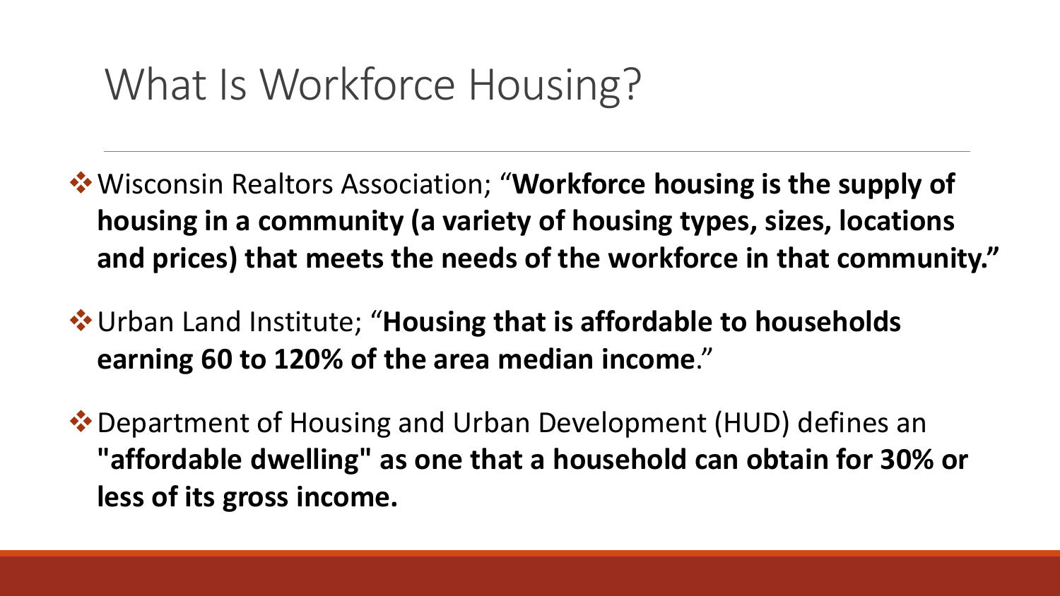# What Is Workforce Housing?

- Wisconsin Realtors Association; “**Workforce housing is the supply of housing in a community (a variety of housing types, sizes, locations and prices) that meets the needs of the workforce in that community.”**
- Urban Land Institute; “**Housing that is affordable to households earning 60 to 120% of the area median income**.”
- Department of Housing and Urban Development (HUD) defines an **"affordable dwelling" as one that a household can obtain for 30% or less of its gross income.**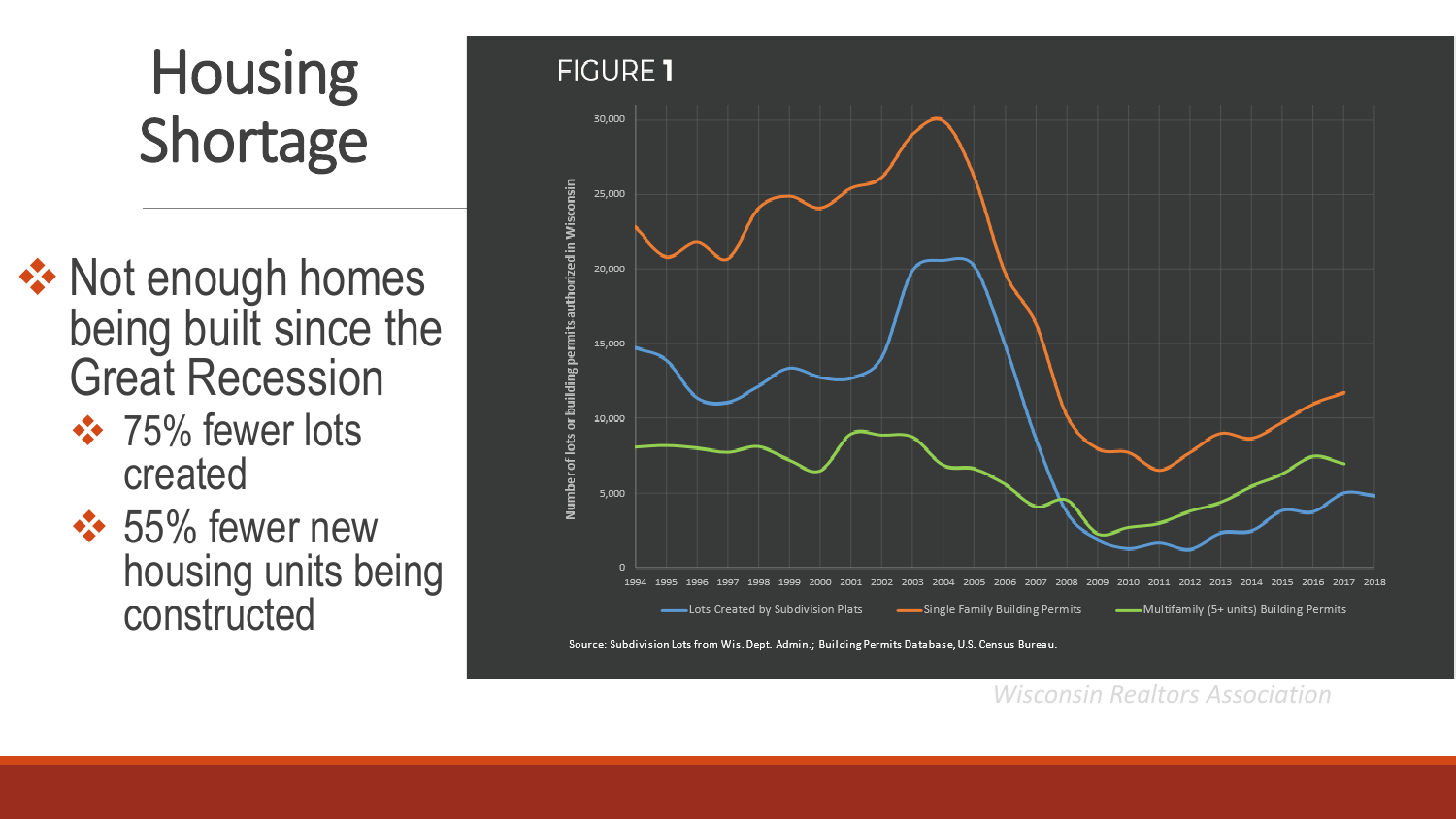# Housing Shortage

- Not enough homes being built since the Great Recession
  - 75% fewer lots created
  - 55% fewer new housing units being constructed

FIGURE 1

Source: Subdivision Lots from Wis. Dept. Admin.; Building Permits Database, U.S. Census Bureau.

*Wisconsin Realtors Association*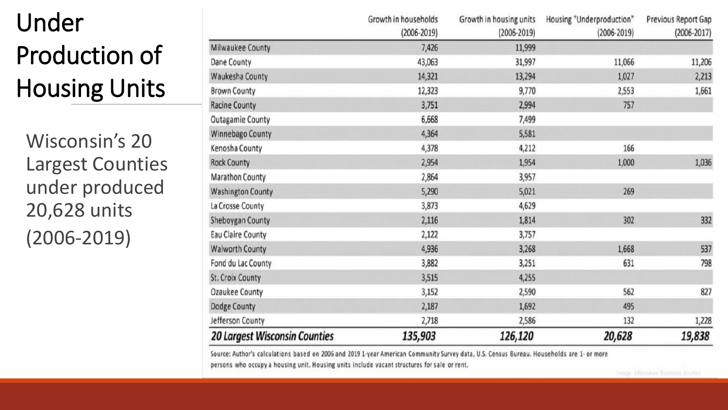# Under Production of Housing Units

Wisconsin's 20 Largest Counties under produced 20,628 units (2006-2019)

| | Growth in households (2006-2019) | Growth in housing units (2006-2019) | Housing "Underproduction" (2006-2019) | Previous Report Gap (2006-2017) |
|---|---|---|---|---|
| Milwaukee County | 7,426 | 11,999 | | |
| Dane County | 43,063 | 31,997 | 11,066 | 11,206 |
| Waukesha County | 14,321 | 13,294 | 1,027 | 2,213 |
| Brown County | 12,323 | 9,770 | 2,553 | 1,661 |
| Racine County | 3,751 | 2,994 | 757 | |
| Outagamie County | 6,668 | 7,499 | | |
| Winnebago County | 4,364 | 5,581 | | |
| Kenosha County | 4,378 | 4,212 | 166 | |
| Rock County | 2,954 | 1,954 | 1,000 | 1,036 |
| Marathon County | 2,864 | 3,957 | | |
| Washington County | 5,290 | 5,021 | 269 | |
| La Crosse County | 3,873 | 4,629 | | |
| Sheboygan County | 2,116 | 1,814 | 302 | 332 |
| Eau Claire County | 2,122 | 3,757 | | |
| Walworth County | 4,936 | 3,268 | 1,668 | 537 |
| Fond du Lac County | 3,882 | 3,251 | 631 | 798 |
| St. Croix County | 3,515 | 4,255 | | |
| Ozaukee County | 3,152 | 2,590 | 562 | 827 |
| Dodge County | 2,187 | 1,692 | 495 | |
| Jefferson County | 2,718 | 2,586 | 132 | 1,228 |
| ***20 Largest Wisconsin Counties*** | ***135,903*** | ***126,120*** | ***20,628*** | ***19,838*** |

Source: Author's calculations based on 2006 and 2019 1-year American Community Survey data, U.S. Census Bureau. Households are 1- or more persons who occupy a housing unit. Housing units include vacant structures for sale or rent.

Image: Milwaukee Business Journal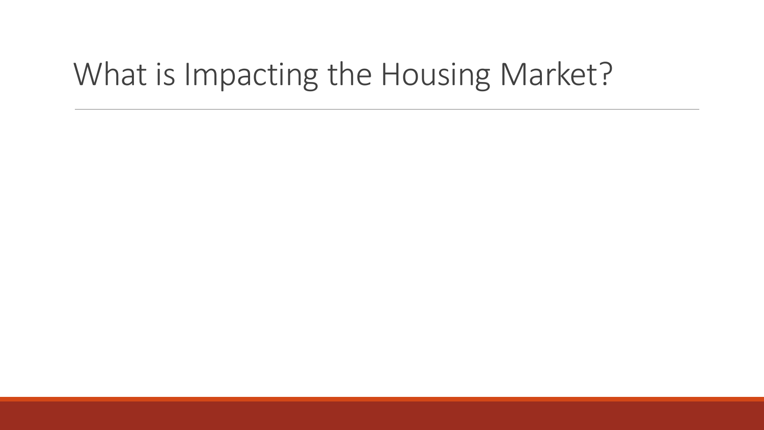# What is Impacting the Housing Market?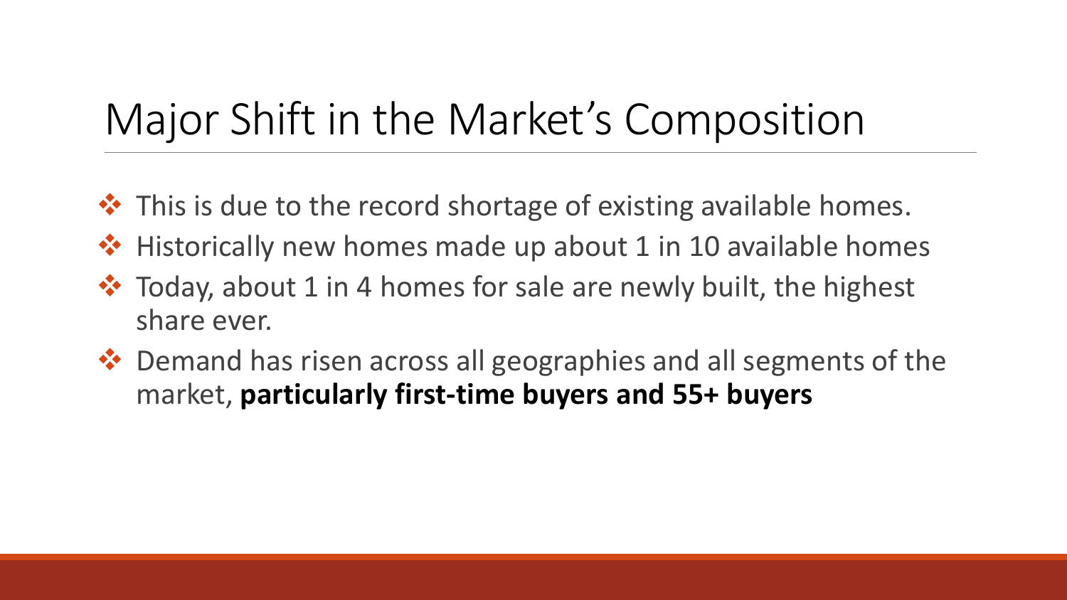# Major Shift in the Market's Composition

- This is due to the record shortage of existing available homes.
- Historically new homes made up about 1 in 10 available homes
- Today, about 1 in 4 homes for sale are newly built, the highest share ever.
- Demand has risen across all geographies and all segments of the market, **particularly first-time buyers and 55+ buyers**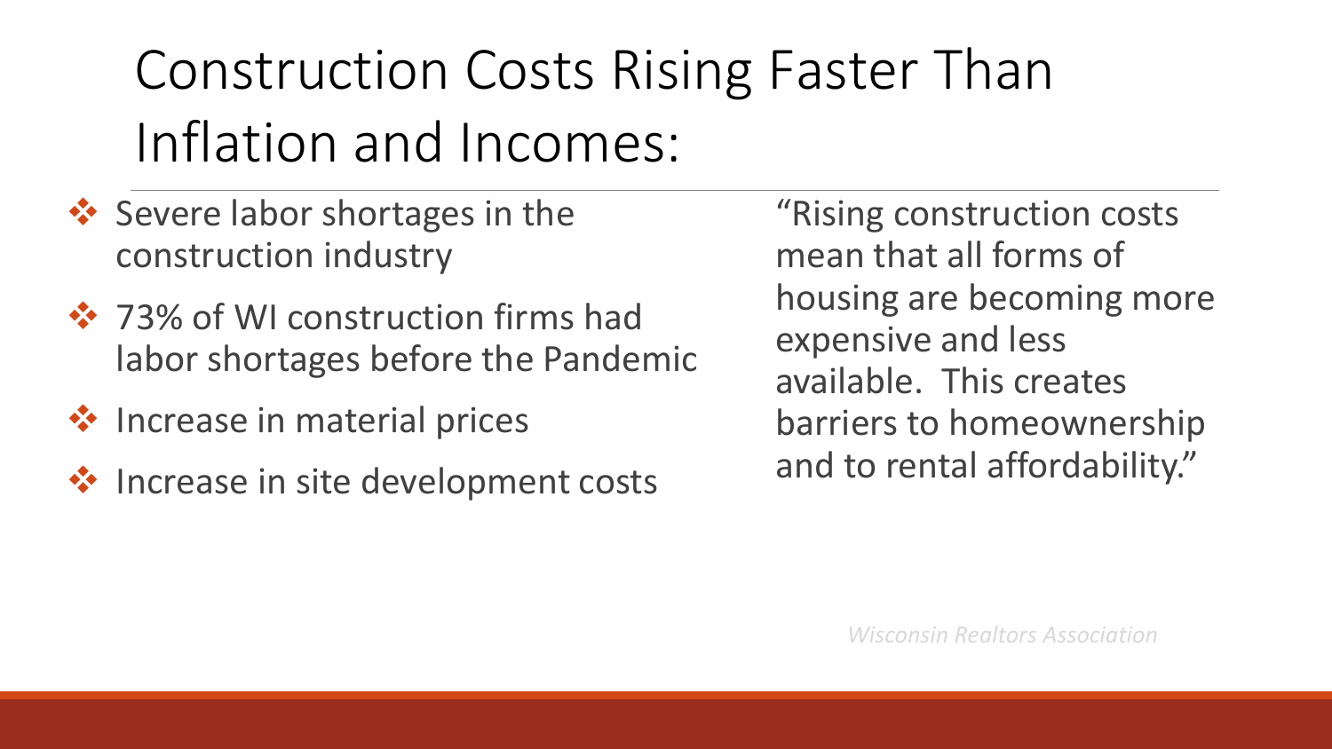# Construction Costs Rising Faster Than Inflation and Incomes:

- Severe labor shortages in the construction industry
- 73% of WI construction firms had labor shortages before the Pandemic
- Increase in material prices
- Increase in site development costs

"Rising construction costs mean that all forms of housing are becoming more expensive and less available. This creates barriers to homeownership and to rental affordability."

*Wisconsin Realtors Association*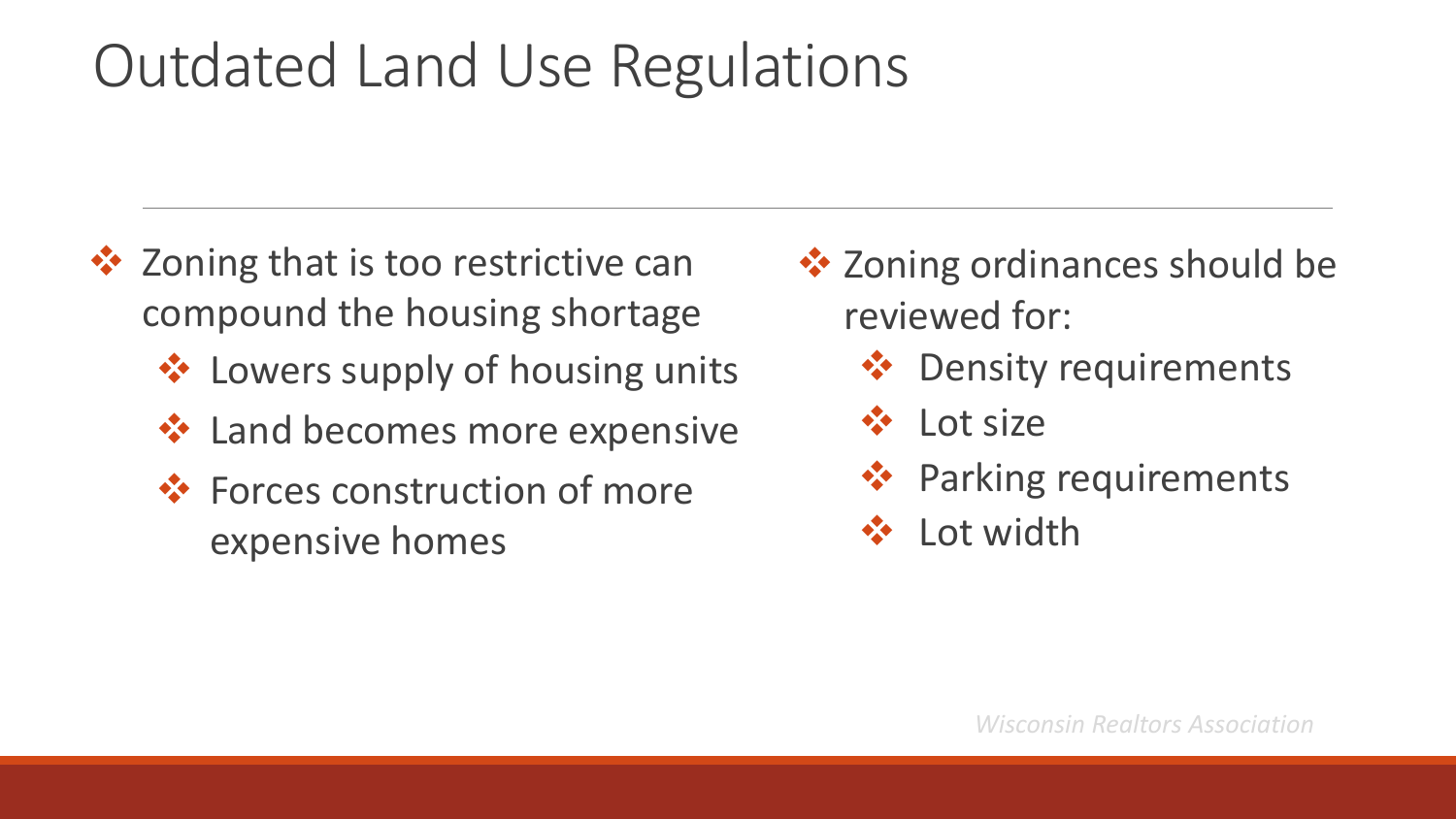# Outdated Land Use Regulations

- Zoning that is too restrictive can compound the housing shortage
  - Lowers supply of housing units
  - Land becomes more expensive
  - Forces construction of more expensive homes
- Zoning ordinances should be reviewed for:
  - Density requirements
  - Lot size
  - Parking requirements
  - Lot width

*Wisconsin Realtors Association*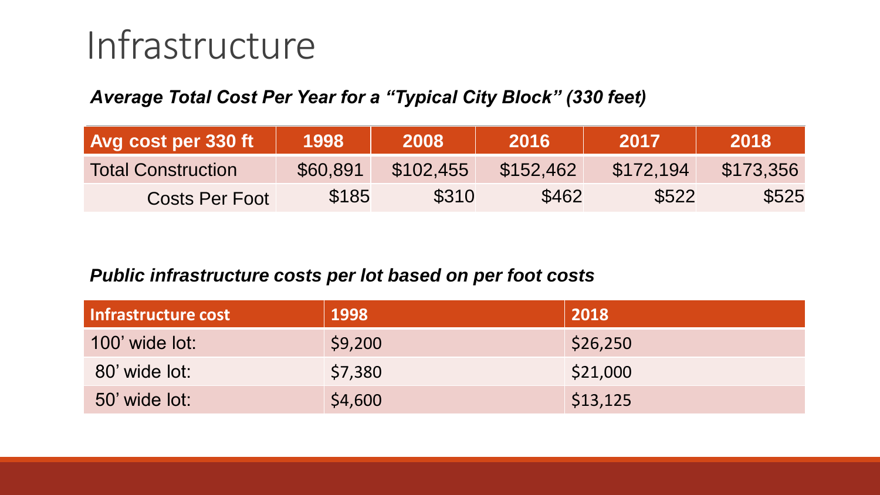# Infrastructure

***Average Total Cost Per Year for a "Typical City Block" (330 feet)***

| Avg cost per 330 ft | 1998 | 2008 | 2016 | 2017 | 2018 |
|---|---|---|---|---|---|
| Total Construction | $60,891 | $102,455 | $152,462 | $172,194 | $173,356 |
| Costs Per Foot | $185 | $310 | $462 | $522 | $525 |

***Public infrastructure costs per lot based on per foot costs***

| Infrastructure cost | 1998 | 2018 |
|---|---|---|
| 100' wide lot: | $9,200 | $26,250 |
| 80' wide lot: | $7,380 | $21,000 |
| 50' wide lot: | $4,600 | $13,125 |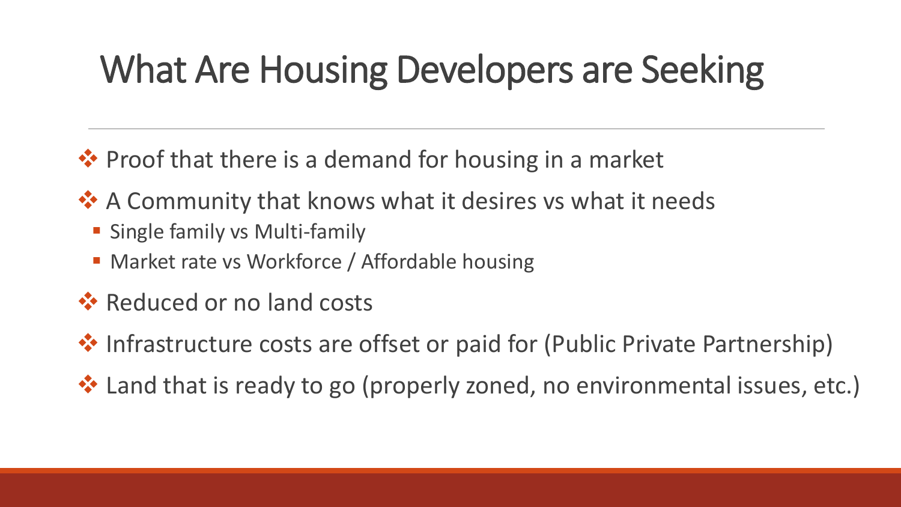# What Are Housing Developers are Seeking

- Proof that there is a demand for housing in a market
- A Community that knows what it desires vs what it needs
  - Single family vs Multi-family
  - Market rate vs Workforce / Affordable housing
- Reduced or no land costs
- Infrastructure costs are offset or paid for (Public Private Partnership)
- Land that is ready to go (properly zoned, no environmental issues, etc.)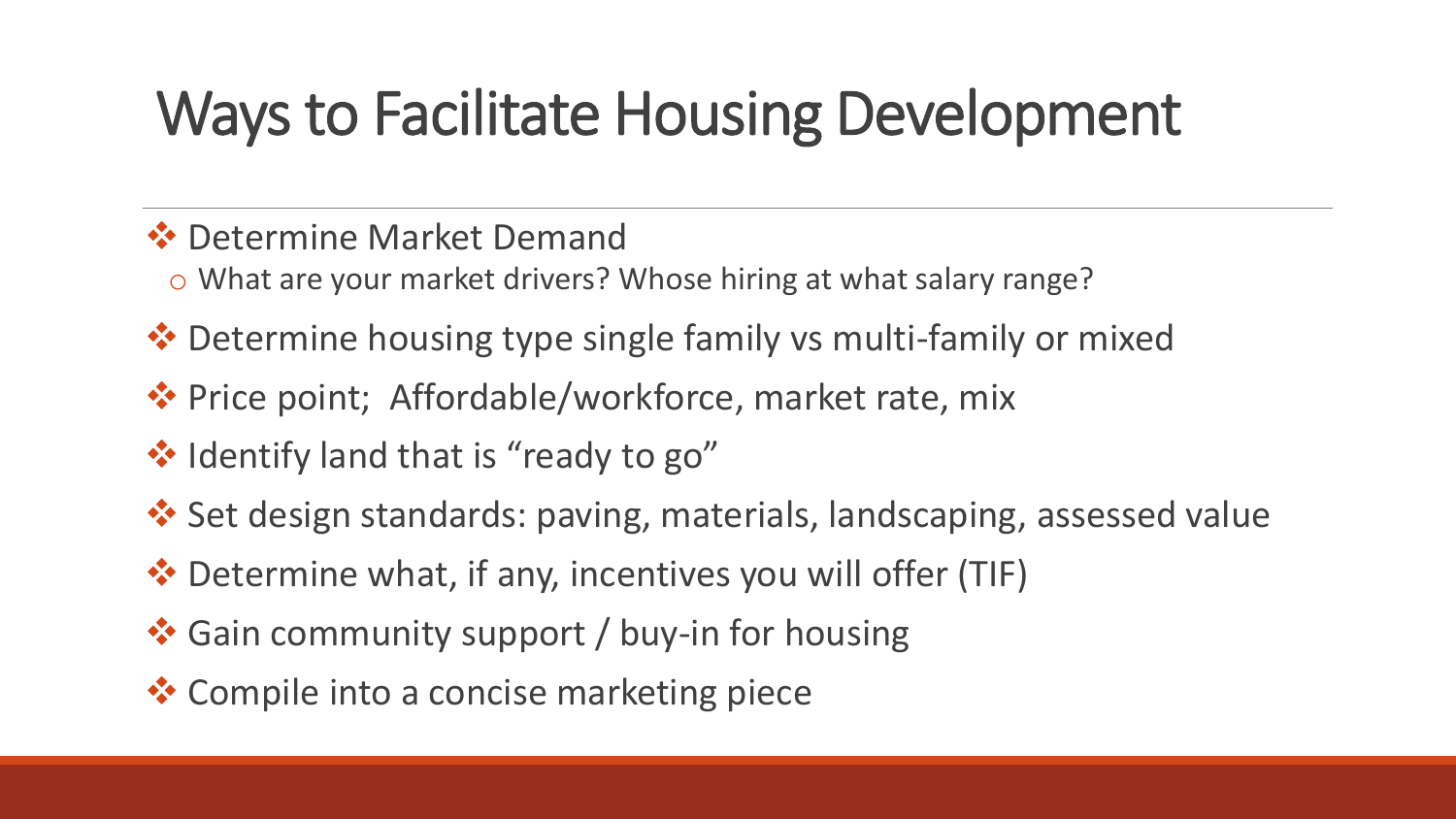# Ways to Facilitate Housing Development

- Determine Market Demand
  - What are your market drivers? Whose hiring at what salary range?
- Determine housing type single family vs multi-family or mixed
- Price point; Affordable/workforce, market rate, mix
- Identify land that is "ready to go"
- Set design standards: paving, materials, landscaping, assessed value
- Determine what, if any, incentives you will offer (TIF)
- Gain community support / buy-in for housing
- Compile into a concise marketing piece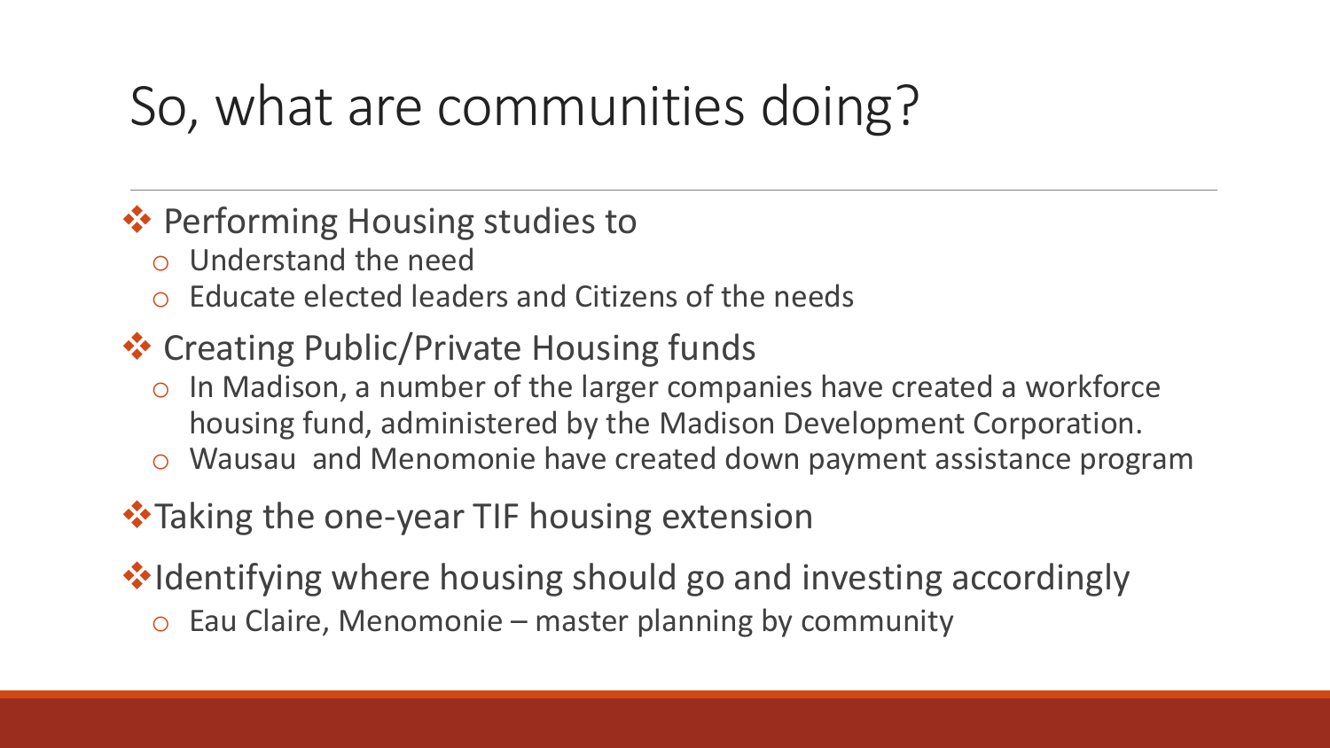# So, what are communities doing?

- Performing Housing studies to
  - Understand the need
  - Educate elected leaders and Citizens of the needs
- Creating Public/Private Housing funds
  - In Madison, a number of the larger companies have created a workforce housing fund, administered by the Madison Development Corporation.
  - Wausau  and Menomonie have created down payment assistance program
- Taking the one-year TIF housing extension
- Identifying where housing should go and investing accordingly
  - Eau Claire, Menomonie – master planning by community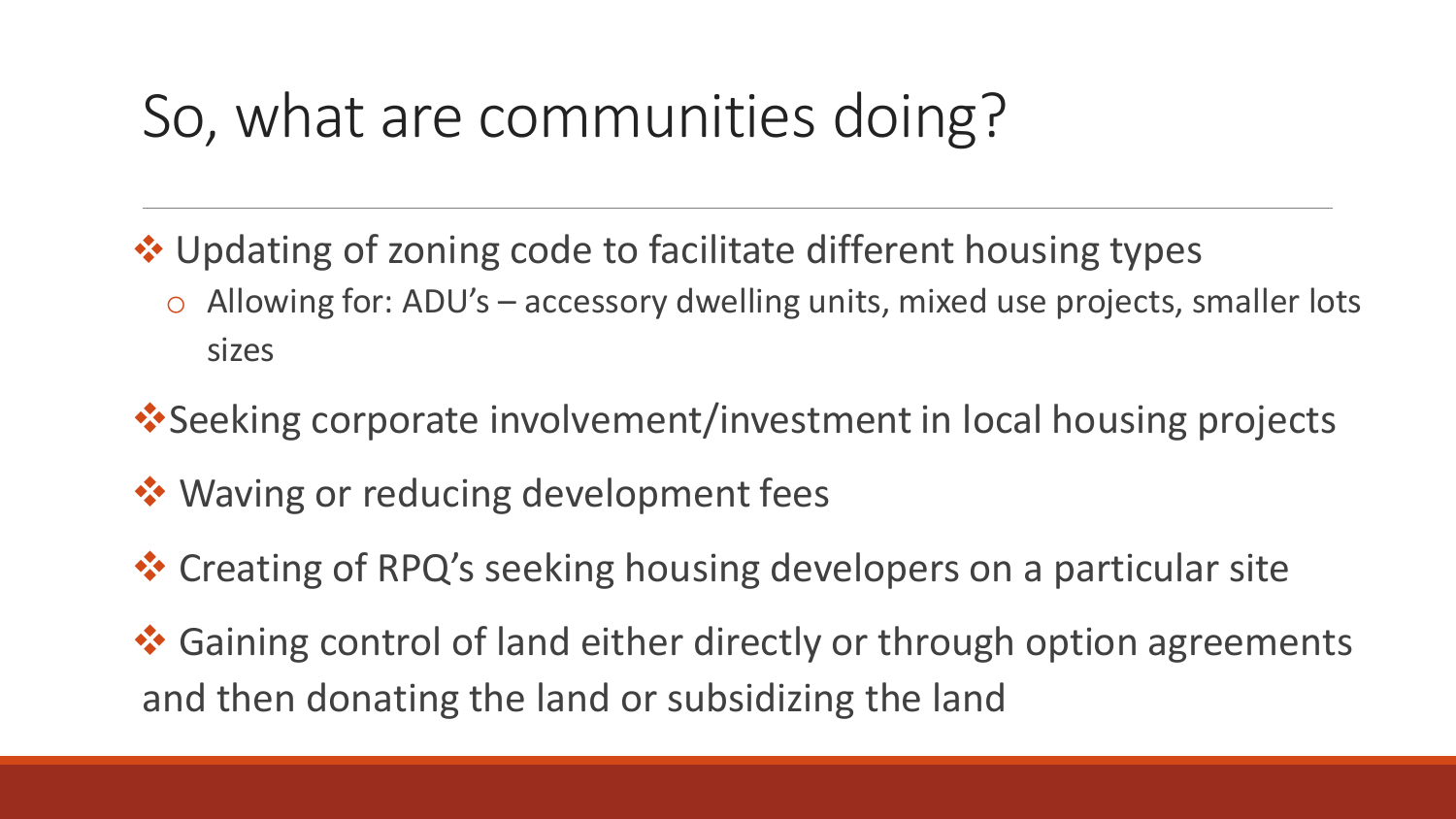# So, what are communities doing?

- Updating of zoning code to facilitate different housing types
  - Allowing for: ADU's – accessory dwelling units, mixed use projects, smaller lots sizes
- Seeking corporate involvement/investment in local housing projects
- Waving or reducing development fees
- Creating of RPQ's seeking housing developers on a particular site
- Gaining control of land either directly or through option agreements and then donating the land or subsidizing the land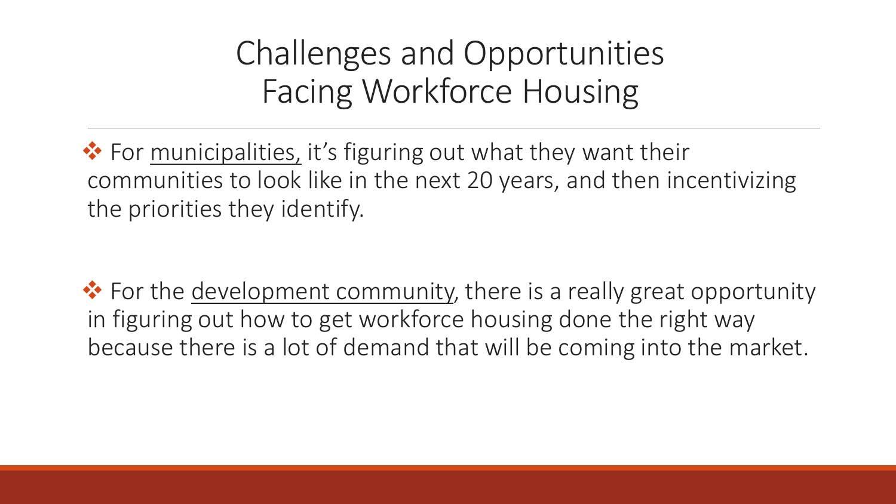# Challenges and Opportunities Facing Workforce Housing

- For <u>municipalities,</u> it's figuring out what they want their communities to look like in the next 20 years, and then incentivizing the priorities they identify.

- For the <u>development community</u>, there is a really great opportunity in figuring out how to get workforce housing done the right way because there is a lot of demand that will be coming into the market.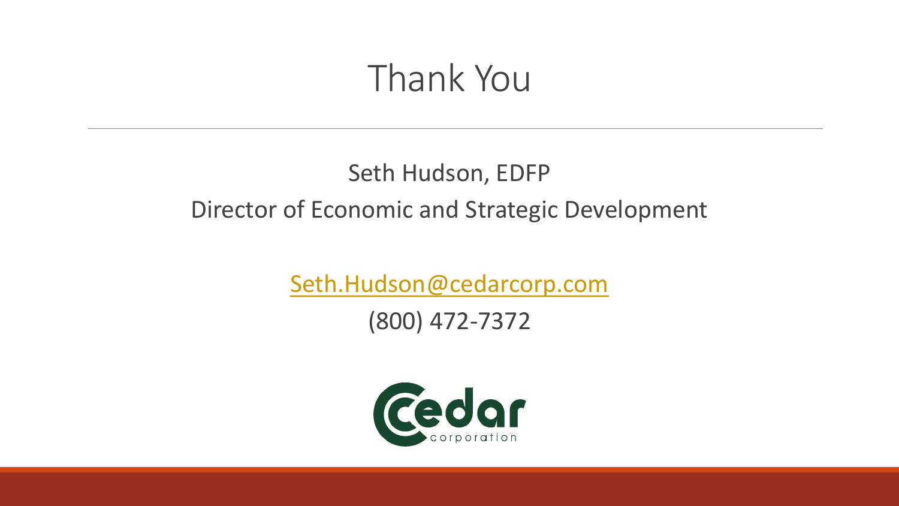# Thank You

Seth Hudson, EDFP

Director of Economic and Strategic Development

Seth.Hudson@cedarcorp.com

(800) 472-7372

Cedar corporation